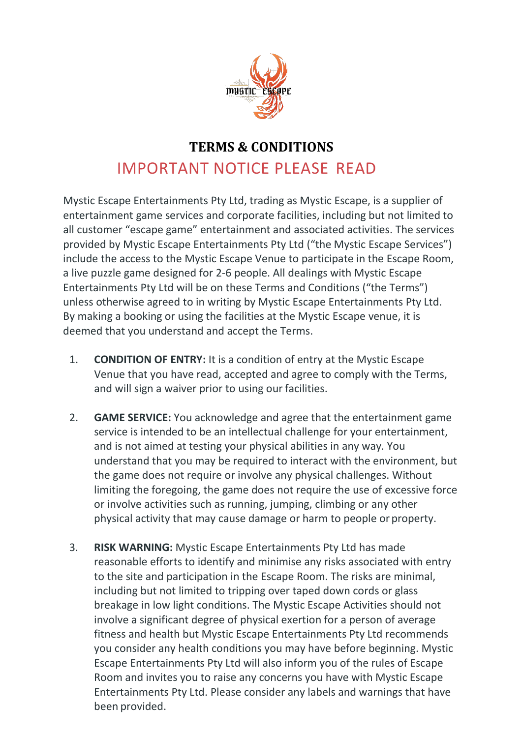# TERMS & CONDITIONS

## IMPORTANT NOTICE PLEASE READ

Mystic Escape Entertainments Pty Ltd, trading as Mystic Escape, is a supplier of entertainment game services and corporate facilities, including but not limited to all customer "escape game" entertainment and associated activities. The services provided by Mystic Escape Entertainments Pty Ltd ("the Mystic Escape Services") include the access to the Mystic Escape Venue to participate in the Escape Room, a live puzzle game designed for 2-6 people. All dealings with Mystic Escape Entertainments Pty Ltd will be on these Terms and Conditions ("the Terms") unless otherwise agreed to in writing by Mystic Escape Entertainments Pty Ltd. By making a booking or using the facilities at the Mystic Escape venue, it is deemed that you understand and accept the Terms.

1. **CONDITION OF ENTRY:** It is a condition of entry at the Mystic Escape Venue that you have read, accepted and agree to comply with the Terms, and will sign a waiver prior to using our facilities.

2. **GAME SERVICE:** You acknowledge and agree that the entertainment game service is intended to be an intellectual challenge for your entertainment, and is not aimed at testing your physical abilities in any way. You understand that you may be required to interact with the environment, but the game does not require or involve any physical challenges. Without limiting the foregoing, the game does not require the use of excessive force or involve activities such as running, jumping, climbing or any other physical activity that may cause damage or harm to people or property.

3. **RISK WARNING:** Mystic Escape Entertainments Pty Ltd has made reasonable efforts to identify and minimise any risks associated with entry to the site and participation in the Escape Room. The risks are minimal, including but not limited to tripping over taped down cords or glass breakage in low light conditions. The Mystic Escape Activities should not involve a significant degree of physical exertion for a person of average fitness and health but Mystic Escape Entertainments Pty Ltd recommends you consider any health conditions you may have before beginning. Mystic Escape Entertainments Pty Ltd will also inform you of the rules of Escape Room and invites you to raise any concerns you have with Mystic Escape Entertainments Pty Ltd. Please consider any labels and warnings that have been provided.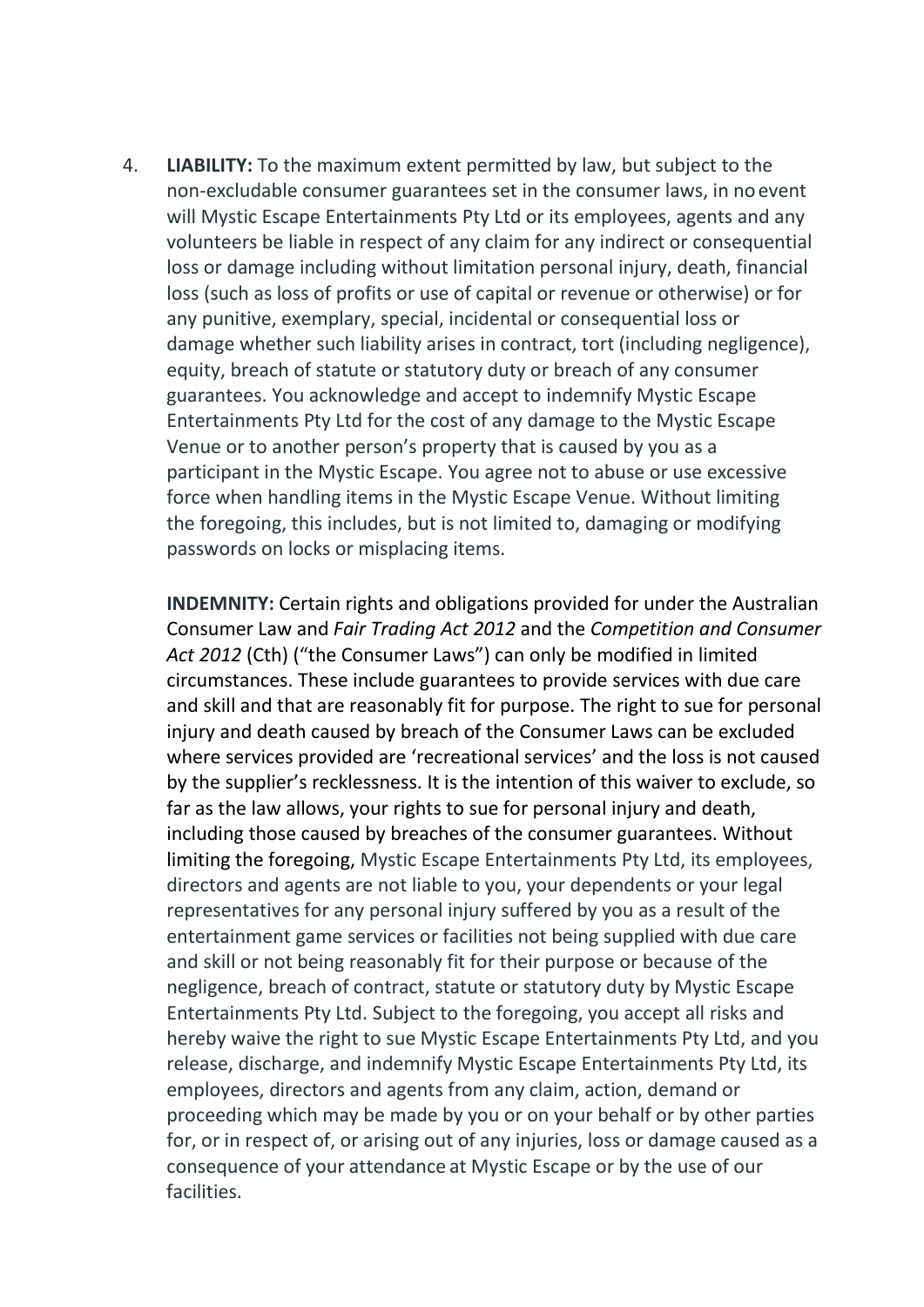4. **LIABILITY:** To the maximum extent permitted by law, but subject to the non-excludable consumer guarantees set in the consumer laws, in no event will Mystic Escape Entertainments Pty Ltd or its employees, agents and any volunteers be liable in respect of any claim for any indirect or consequential loss or damage including without limitation personal injury, death, financial loss (such as loss of profits or use of capital or revenue or otherwise) or for any punitive, exemplary, special, incidental or consequential loss or damage whether such liability arises in contract, tort (including negligence), equity, breach of statute or statutory duty or breach of any consumer guarantees. You acknowledge and accept to indemnify Mystic Escape Entertainments Pty Ltd for the cost of any damage to the Mystic Escape Venue or to another person's property that is caused by you as a participant in the Mystic Escape. You agree not to abuse or use excessive force when handling items in the Mystic Escape Venue. Without limiting the foregoing, this includes, but is not limited to, damaging or modifying passwords on locks or misplacing items.

   **INDEMNITY:** Certain rights and obligations provided for under the Australian Consumer Law and *Fair Trading Act 2012* and the *Competition and Consumer Act 2012* (Cth) ("the Consumer Laws") can only be modified in limited circumstances. These include guarantees to provide services with due care and skill and that are reasonably fit for purpose. The right to sue for personal injury and death caused by breach of the Consumer Laws can be excluded where services provided are 'recreational services' and the loss is not caused by the supplier's recklessness. It is the intention of this waiver to exclude, so far as the law allows, your rights to sue for personal injury and death, including those caused by breaches of the consumer guarantees. Without limiting the foregoing, Mystic Escape Entertainments Pty Ltd, its employees, directors and agents are not liable to you, your dependents or your legal representatives for any personal injury suffered by you as a result of the entertainment game services or facilities not being supplied with due care and skill or not being reasonably fit for their purpose or because of the negligence, breach of contract, statute or statutory duty by Mystic Escape Entertainments Pty Ltd. Subject to the foregoing, you accept all risks and hereby waive the right to sue Mystic Escape Entertainments Pty Ltd, and you release, discharge, and indemnify Mystic Escape Entertainments Pty Ltd, its employees, directors and agents from any claim, action, demand or proceeding which may be made by you or on your behalf or by other parties for, or in respect of, or arising out of any injuries, loss or damage caused as a consequence of your attendance at Mystic Escape or by the use of our facilities.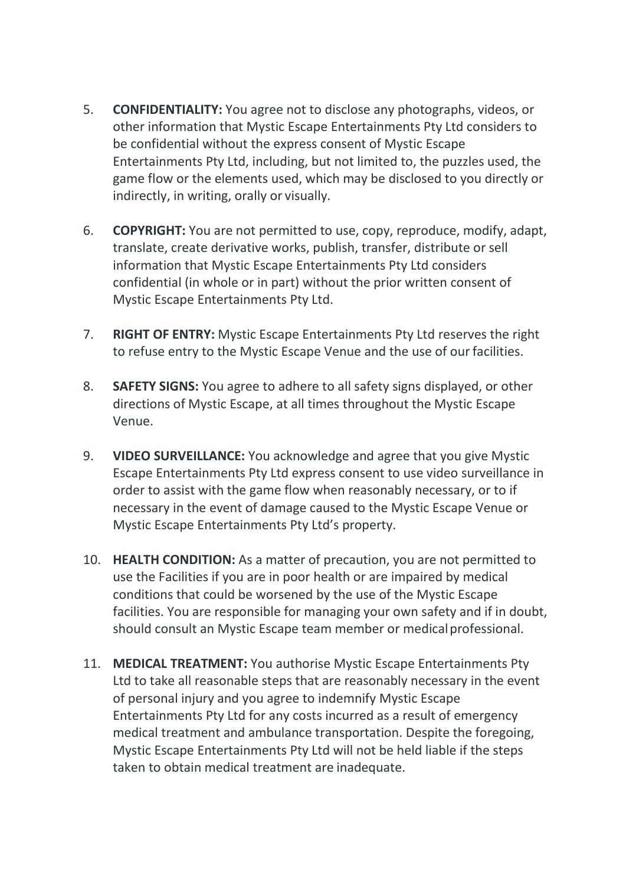5. **CONFIDENTIALITY:** You agree not to disclose any photographs, videos, or other information that Mystic Escape Entertainments Pty Ltd considers to be confidential without the express consent of Mystic Escape Entertainments Pty Ltd, including, but not limited to, the puzzles used, the game flow or the elements used, which may be disclosed to you directly or indirectly, in writing, orally or visually.

6. **COPYRIGHT:** You are not permitted to use, copy, reproduce, modify, adapt, translate, create derivative works, publish, transfer, distribute or sell information that Mystic Escape Entertainments Pty Ltd considers confidential (in whole or in part) without the prior written consent of Mystic Escape Entertainments Pty Ltd.

7. **RIGHT OF ENTRY:** Mystic Escape Entertainments Pty Ltd reserves the right to refuse entry to the Mystic Escape Venue and the use of our facilities.

8. **SAFETY SIGNS:** You agree to adhere to all safety signs displayed, or other directions of Mystic Escape, at all times throughout the Mystic Escape Venue.

9. **VIDEO SURVEILLANCE:** You acknowledge and agree that you give Mystic Escape Entertainments Pty Ltd express consent to use video surveillance in order to assist with the game flow when reasonably necessary, or to if necessary in the event of damage caused to the Mystic Escape Venue or Mystic Escape Entertainments Pty Ltd's property.

10. **HEALTH CONDITION:** As a matter of precaution, you are not permitted to use the Facilities if you are in poor health or are impaired by medical conditions that could be worsened by the use of the Mystic Escape facilities. You are responsible for managing your own safety and if in doubt, should consult an Mystic Escape team member or medical professional.

11. **MEDICAL TREATMENT:** You authorise Mystic Escape Entertainments Pty Ltd to take all reasonable steps that are reasonably necessary in the event of personal injury and you agree to indemnify Mystic Escape Entertainments Pty Ltd for any costs incurred as a result of emergency medical treatment and ambulance transportation. Despite the foregoing, Mystic Escape Entertainments Pty Ltd will not be held liable if the steps taken to obtain medical treatment are inadequate.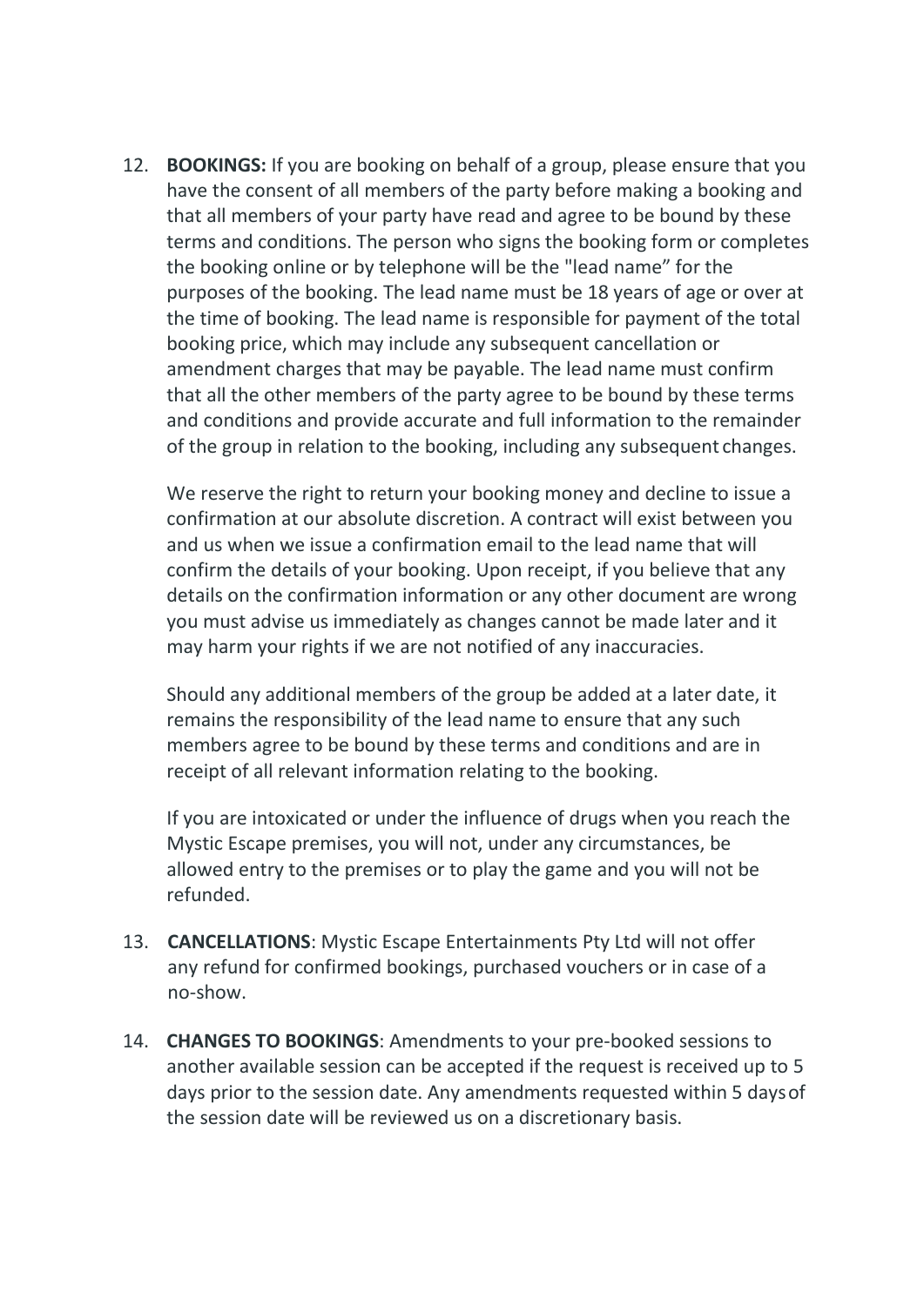12. **BOOKINGS:** If you are booking on behalf of a group, please ensure that you have the consent of all members of the party before making a booking and that all members of your party have read and agree to be bound by these terms and conditions. The person who signs the booking form or completes the booking online or by telephone will be the "lead name" for the purposes of the booking. The lead name must be 18 years of age or over at the time of booking. The lead name is responsible for payment of the total booking price, which may include any subsequent cancellation or amendment charges that may be payable. The lead name must confirm that all the other members of the party agree to be bound by these terms and conditions and provide accurate and full information to the remainder of the group in relation to the booking, including any subsequent changes.

    We reserve the right to return your booking money and decline to issue a confirmation at our absolute discretion. A contract will exist between you and us when we issue a confirmation email to the lead name that will confirm the details of your booking. Upon receipt, if you believe that any details on the confirmation information or any other document are wrong you must advise us immediately as changes cannot be made later and it may harm your rights if we are not notified of any inaccuracies.

    Should any additional members of the group be added at a later date, it remains the responsibility of the lead name to ensure that any such members agree to be bound by these terms and conditions and are in receipt of all relevant information relating to the booking.

    If you are intoxicated or under the influence of drugs when you reach the Mystic Escape premises, you will not, under any circumstances, be allowed entry to the premises or to play the game and you will not be refunded.

13. **CANCELLATIONS**: Mystic Escape Entertainments Pty Ltd will not offer any refund for confirmed bookings, purchased vouchers or in case of a no-show.

14. **CHANGES TO BOOKINGS**: Amendments to your pre-booked sessions to another available session can be accepted if the request is received up to 5 days prior to the session date. Any amendments requested within 5 days of the session date will be reviewed us on a discretionary basis.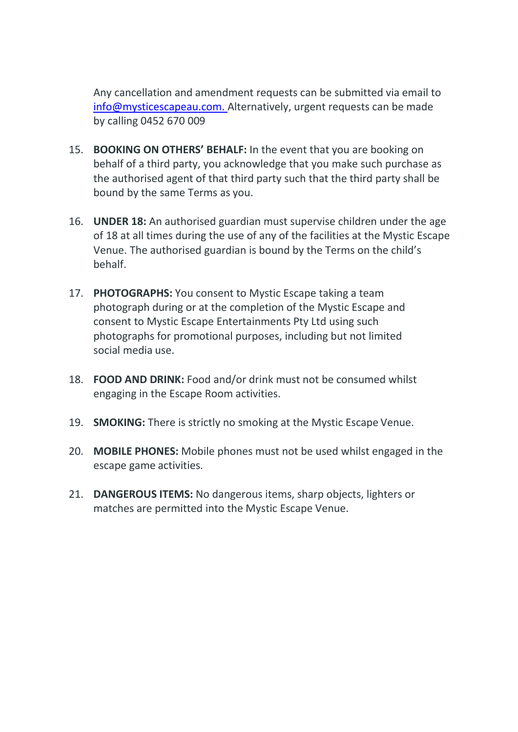Any cancellation and amendment requests can be submitted via email to info@mysticescapeau.com. Alternatively, urgent requests can be made by calling 0452 670 009

15. **BOOKING ON OTHERS' BEHALF:** In the event that you are booking on behalf of a third party, you acknowledge that you make such purchase as the authorised agent of that third party such that the third party shall be bound by the same Terms as you.

16. **UNDER 18:** An authorised guardian must supervise children under the age of 18 at all times during the use of any of the facilities at the Mystic Escape Venue. The authorised guardian is bound by the Terms on the child's behalf.

17. **PHOTOGRAPHS:** You consent to Mystic Escape taking a team photograph during or at the completion of the Mystic Escape and consent to Mystic Escape Entertainments Pty Ltd using such photographs for promotional purposes, including but not limited social media use.

18. **FOOD AND DRINK:** Food and/or drink must not be consumed whilst engaging in the Escape Room activities.

19. **SMOKING:** There is strictly no smoking at the Mystic Escape Venue.

20. **MOBILE PHONES:** Mobile phones must not be used whilst engaged in the escape game activities.

21. **DANGEROUS ITEMS:** No dangerous items, sharp objects, lighters or matches are permitted into the Mystic Escape Venue.